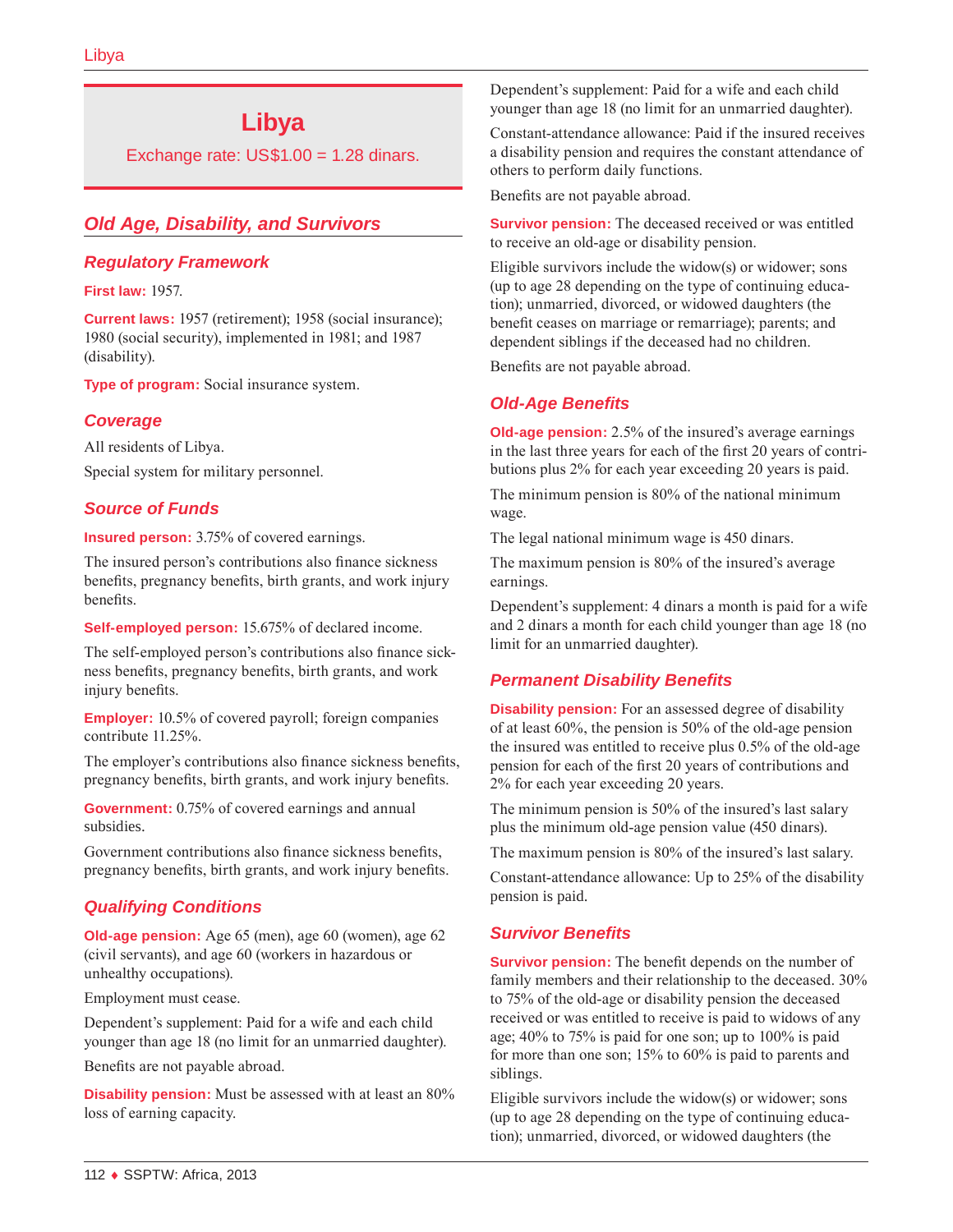# Libya

Exchange rate: US$1.00 = 1.28 dinars.

## Old Age, Disability, and Survivors

### Regulatory Framework

**First law:** 1957.

**Current laws:** 1957 (retirement); 1958 (social insurance); 1980 (social security), implemented in 1981; and 1987 (disability).

**Type of program:** Social insurance system.

### Coverage

All residents of Libya.

Special system for military personnel.

### Source of Funds

**Insured person:** 3.75% of covered earnings.

The insured person's contributions also finance sickness benefits, pregnancy benefits, birth grants, and work injury benefits.

**Self-employed person:** 15.675% of declared income.

The self-employed person's contributions also finance sickness benefits, pregnancy benefits, birth grants, and work injury benefits.

**Employer:** 10.5% of covered payroll; foreign companies contribute 11.25%.

The employer's contributions also finance sickness benefits, pregnancy benefits, birth grants, and work injury benefits.

**Government:** 0.75% of covered earnings and annual subsidies.

Government contributions also finance sickness benefits, pregnancy benefits, birth grants, and work injury benefits.

### Qualifying Conditions

**Old-age pension:** Age 65 (men), age 60 (women), age 62 (civil servants), and age 60 (workers in hazardous or unhealthy occupations).

Employment must cease.

Dependent's supplement: Paid for a wife and each child younger than age 18 (no limit for an unmarried daughter).

Benefits are not payable abroad.

**Disability pension:** Must be assessed with at least an 80% loss of earning capacity.

Dependent's supplement: Paid for a wife and each child younger than age 18 (no limit for an unmarried daughter).

Constant-attendance allowance: Paid if the insured receives a disability pension and requires the constant attendance of others to perform daily functions.

Benefits are not payable abroad.

**Survivor pension:** The deceased received or was entitled to receive an old-age or disability pension.

Eligible survivors include the widow(s) or widower; sons (up to age 28 depending on the type of continuing education); unmarried, divorced, or widowed daughters (the benefit ceases on marriage or remarriage); parents; and dependent siblings if the deceased had no children.

Benefits are not payable abroad.

### Old-Age Benefits

**Old-age pension:** 2.5% of the insured's average earnings in the last three years for each of the first 20 years of contributions plus 2% for each year exceeding 20 years is paid.

The minimum pension is 80% of the national minimum wage.

The legal national minimum wage is 450 dinars.

The maximum pension is 80% of the insured's average earnings.

Dependent's supplement: 4 dinars a month is paid for a wife and 2 dinars a month for each child younger than age 18 (no limit for an unmarried daughter).

### Permanent Disability Benefits

**Disability pension:** For an assessed degree of disability of at least 60%, the pension is 50% of the old-age pension the insured was entitled to receive plus 0.5% of the old-age pension for each of the first 20 years of contributions and 2% for each year exceeding 20 years.

The minimum pension is 50% of the insured's last salary plus the minimum old-age pension value (450 dinars).

The maximum pension is 80% of the insured's last salary.

Constant-attendance allowance: Up to 25% of the disability pension is paid.

### Survivor Benefits

**Survivor pension:** The benefit depends on the number of family members and their relationship to the deceased. 30% to 75% of the old-age or disability pension the deceased received or was entitled to receive is paid to widows of any age; 40% to 75% is paid for one son; up to 100% is paid for more than one son; 15% to 60% is paid to parents and siblings.

Eligible survivors include the widow(s) or widower; sons (up to age 28 depending on the type of continuing education); unmarried, divorced, or widowed daughters (the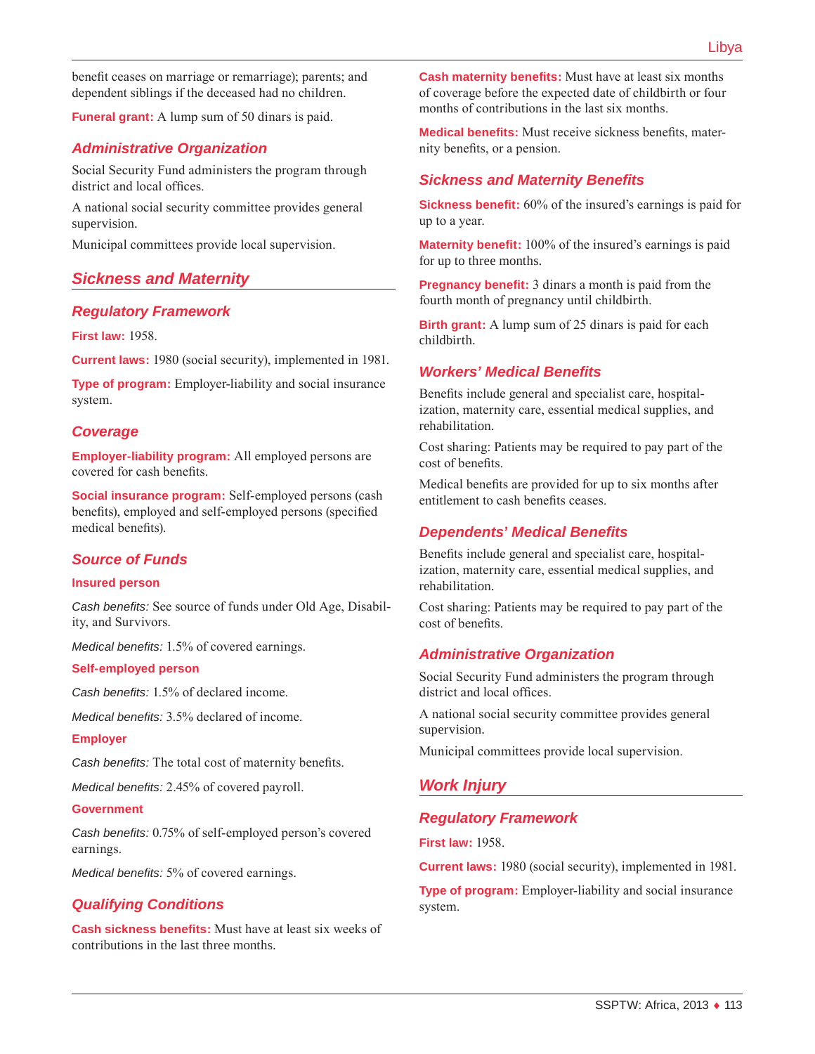benefit ceases on marriage or remarriage); parents; and dependent siblings if the deceased had no children.

**Funeral grant:** A lump sum of 50 dinars is paid.

### Administrative Organization

Social Security Fund administers the program through district and local offices.

A national social security committee provides general supervision.

Municipal committees provide local supervision.

## Sickness and Maternity

### Regulatory Framework

**First law:** 1958.

**Current laws:** 1980 (social security), implemented in 1981.

**Type of program:** Employer-liability and social insurance system.

### Coverage

**Employer-liability program:** All employed persons are covered for cash benefits.

**Social insurance program:** Self-employed persons (cash benefits), employed and self-employed persons (specified medical benefits).

### Source of Funds

#### Insured person

*Cash benefits:* See source of funds under Old Age, Disability, and Survivors.

*Medical benefits:* 1.5% of covered earnings.

#### Self-employed person

*Cash benefits:* 1.5% of declared income.

*Medical benefits:* 3.5% declared of income.

#### Employer

*Cash benefits:* The total cost of maternity benefits.

*Medical benefits:* 2.45% of covered payroll.

#### Government

*Cash benefits:* 0.75% of self-employed person's covered earnings.

*Medical benefits:* 5% of covered earnings.

### Qualifying Conditions

**Cash sickness benefits:** Must have at least six weeks of contributions in the last three months.

**Cash maternity benefits:** Must have at least six months of coverage before the expected date of childbirth or four months of contributions in the last six months.

**Medical benefits:** Must receive sickness benefits, maternity benefits, or a pension.

### Sickness and Maternity Benefits

**Sickness benefit:** 60% of the insured's earnings is paid for up to a year.

**Maternity benefit:** 100% of the insured's earnings is paid for up to three months.

**Pregnancy benefit:** 3 dinars a month is paid from the fourth month of pregnancy until childbirth.

**Birth grant:** A lump sum of 25 dinars is paid for each childbirth.

### Workers' Medical Benefits

Benefits include general and specialist care, hospitalization, maternity care, essential medical supplies, and rehabilitation.

Cost sharing: Patients may be required to pay part of the cost of benefits.

Medical benefits are provided for up to six months after entitlement to cash benefits ceases.

### Dependents' Medical Benefits

Benefits include general and specialist care, hospitalization, maternity care, essential medical supplies, and rehabilitation.

Cost sharing: Patients may be required to pay part of the cost of benefits.

### Administrative Organization

Social Security Fund administers the program through district and local offices.

A national social security committee provides general supervision.

Municipal committees provide local supervision.

## Work Injury

### Regulatory Framework

**First law:** 1958.

**Current laws:** 1980 (social security), implemented in 1981.

**Type of program:** Employer-liability and social insurance system.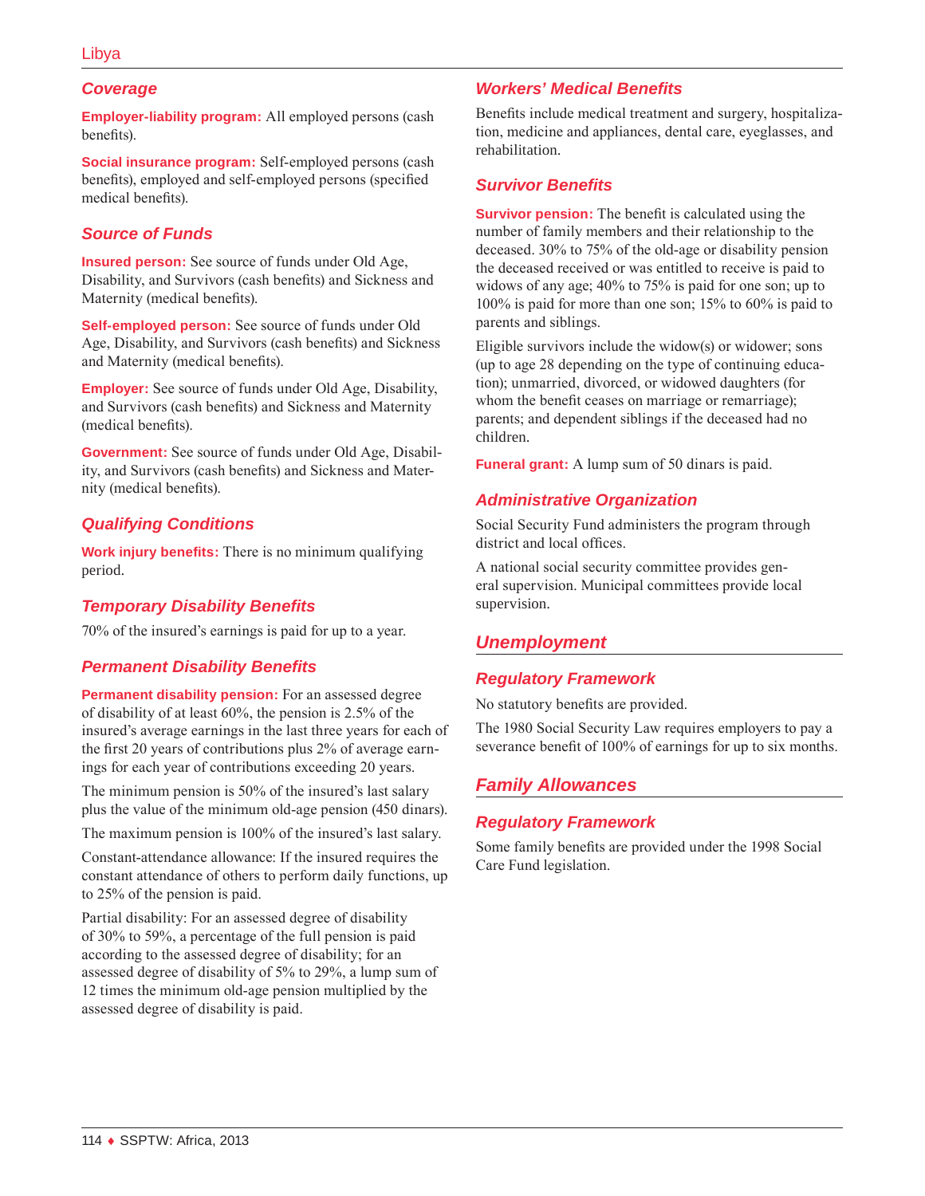### Coverage

**Employer-liability program:** All employed persons (cash benefits).

**Social insurance program:** Self-employed persons (cash benefits), employed and self-employed persons (specified medical benefits).

### Source of Funds

**Insured person:** See source of funds under Old Age, Disability, and Survivors (cash benefits) and Sickness and Maternity (medical benefits).

**Self-employed person:** See source of funds under Old Age, Disability, and Survivors (cash benefits) and Sickness and Maternity (medical benefits).

**Employer:** See source of funds under Old Age, Disability, and Survivors (cash benefits) and Sickness and Maternity (medical benefits).

**Government:** See source of funds under Old Age, Disability, and Survivors (cash benefits) and Sickness and Maternity (medical benefits).

### Qualifying Conditions

**Work injury benefits:** There is no minimum qualifying period.

### Temporary Disability Benefits

70% of the insured's earnings is paid for up to a year.

### Permanent Disability Benefits

**Permanent disability pension:** For an assessed degree of disability of at least 60%, the pension is 2.5% of the insured's average earnings in the last three years for each of the first 20 years of contributions plus 2% of average earnings for each year of contributions exceeding 20 years.

The minimum pension is 50% of the insured's last salary plus the value of the minimum old-age pension (450 dinars).

The maximum pension is 100% of the insured's last salary.

Constant-attendance allowance: If the insured requires the constant attendance of others to perform daily functions, up to 25% of the pension is paid.

Partial disability: For an assessed degree of disability of 30% to 59%, a percentage of the full pension is paid according to the assessed degree of disability; for an assessed degree of disability of 5% to 29%, a lump sum of 12 times the minimum old-age pension multiplied by the assessed degree of disability is paid.

### Workers' Medical Benefits

Benefits include medical treatment and surgery, hospitalization, medicine and appliances, dental care, eyeglasses, and rehabilitation.

### Survivor Benefits

**Survivor pension:** The benefit is calculated using the number of family members and their relationship to the deceased. 30% to 75% of the old-age or disability pension the deceased received or was entitled to receive is paid to widows of any age; 40% to 75% is paid for one son; up to 100% is paid for more than one son; 15% to 60% is paid to parents and siblings.

Eligible survivors include the widow(s) or widower; sons (up to age 28 depending on the type of continuing education); unmarried, divorced, or widowed daughters (for whom the benefit ceases on marriage or remarriage); parents; and dependent siblings if the deceased had no children.

**Funeral grant:** A lump sum of 50 dinars is paid.

### Administrative Organization

Social Security Fund administers the program through district and local offices.

A national social security committee provides general supervision. Municipal committees provide local supervision.

## Unemployment

### Regulatory Framework

No statutory benefits are provided.

The 1980 Social Security Law requires employers to pay a severance benefit of 100% of earnings for up to six months.

## Family Allowances

### Regulatory Framework

Some family benefits are provided under the 1998 Social Care Fund legislation.